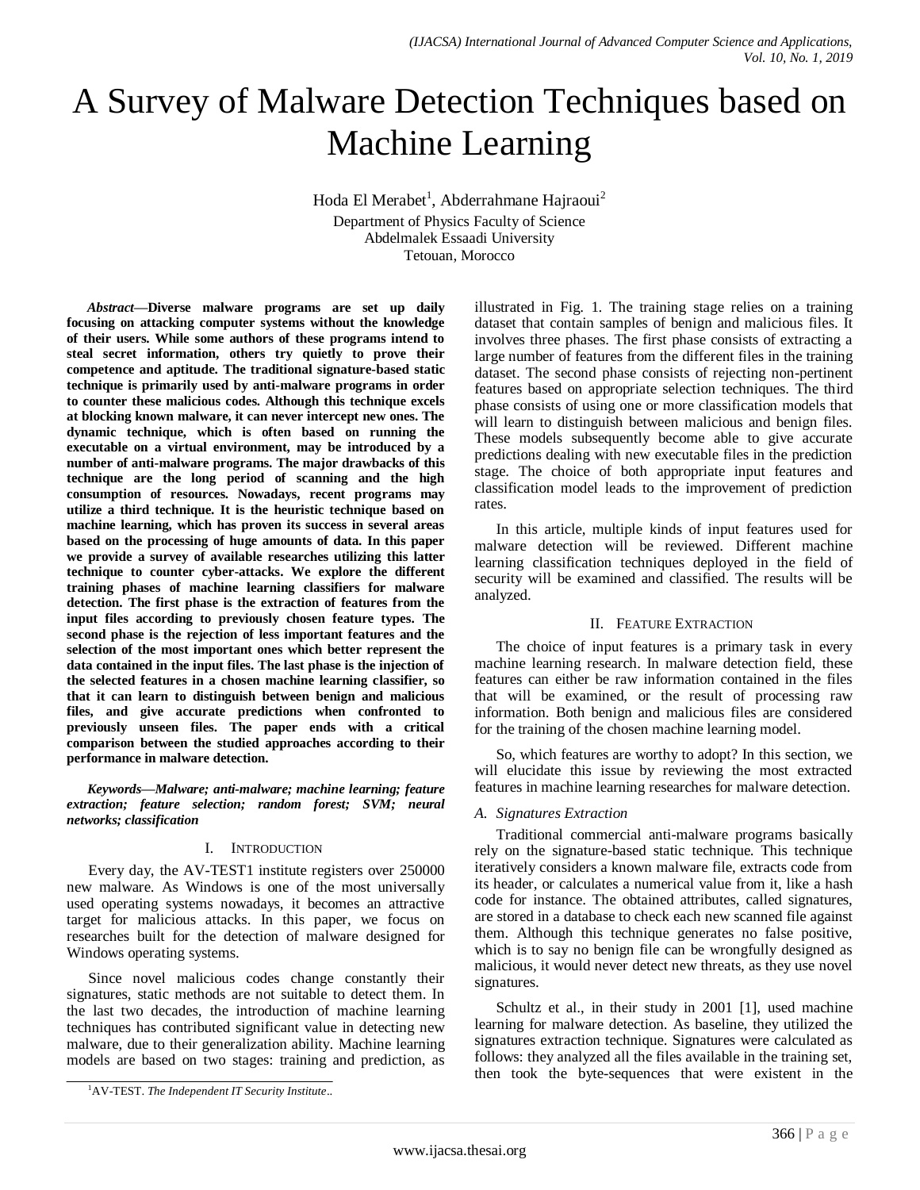# A Survey of Malware Detection Techniques based on Machine Learning

Hoda El Merabet[1], Abderrahmane Hajraoui[2]

Department of Physics Faculty of Science
Abdelmalek Essaadi University
Tetouan, Morocco

***Abstract*—Diverse malware programs are set up daily focusing on attacking computer systems without the knowledge of their users. While some authors of these programs intend to steal secret information, others try quietly to prove their competence and aptitude. The traditional signature-based static technique is primarily used by anti-malware programs in order to counter these malicious codes. Although this technique excels at blocking known malware, it can never intercept new ones. The dynamic technique, which is often based on running the executable on a virtual environment, may be introduced by a number of anti-malware programs. The major drawbacks of this technique are the long period of scanning and the high consumption of resources. Nowadays, recent programs may utilize a third technique. It is the heuristic technique based on machine learning, which has proven its success in several areas based on the processing of huge amounts of data. In this paper we provide a survey of available researches utilizing this latter technique to counter cyber-attacks. We explore the different training phases of machine learning classifiers for malware detection. The first phase is the extraction of features from the input files according to previously chosen feature types. The second phase is the rejection of less important features and the selection of the most important ones which better represent the data contained in the input files. The last phase is the injection of the selected features in a chosen machine learning classifier, so that it can learn to distinguish between benign and malicious files, and give accurate predictions when confronted to previously unseen files. The paper ends with a critical comparison between the studied approaches according to their performance in malware detection.**

***Keywords*—*Malware; anti-malware; machine learning; feature extraction; feature selection; random forest; SVM; neural networks; classification***

## I. Introduction

Every day, the AV-TEST1 institute registers over 250000 new malware. As Windows is one of the most universally used operating systems nowadays, it becomes an attractive target for malicious attacks. In this paper, we focus on researches built for the detection of malware designed for Windows operating systems.

Since novel malicious codes change constantly their signatures, static methods are not suitable to detect them. In the last two decades, the introduction of machine learning techniques has contributed significant value in detecting new malware, due to their generalization ability. Machine learning models are based on two stages: training and prediction, as illustrated in Fig. 1. The training stage relies on a training dataset that contain samples of benign and malicious files. It involves three phases. The first phase consists of extracting a large number of features from the different files in the training dataset. The second phase consists of rejecting non-pertinent features based on appropriate selection techniques. The third phase consists of using one or more classification models that will learn to distinguish between malicious and benign files. These models subsequently become able to give accurate predictions dealing with new executable files in the prediction stage. The choice of both appropriate input features and classification model leads to the improvement of prediction rates.

In this article, multiple kinds of input features used for malware detection will be reviewed. Different machine learning classification techniques deployed in the field of security will be examined and classified. The results will be analyzed.

## II. Feature Extraction

The choice of input features is a primary task in every machine learning research. In malware detection field, these features can either be raw information contained in the files that will be examined, or the result of processing raw information. Both benign and malicious files are considered for the training of the chosen machine learning model.

So, which features are worthy to adopt? In this section, we will elucidate this issue by reviewing the most extracted features in machine learning researches for malware detection.

### *A. Signatures Extraction*

Traditional commercial anti-malware programs basically rely on the signature-based static technique. This technique iteratively considers a known malware file, extracts code from its header, or calculates a numerical value from it, like a hash code for instance. The obtained attributes, called signatures, are stored in a database to check each new scanned file against them. Although this technique generates no false positive, which is to say no benign file can be wrongfully designed as malicious, it would never detect new threats, as they use novel signatures.

Schultz et al., in their study in 2001 [1], used machine learning for malware detection. As baseline, they utilized the signatures extraction technique. Signatures were calculated as follows: they analyzed all the files available in the training set, then took the byte-sequences that were existent in the

[1]AV-TEST. *The Independent IT Security Institute*..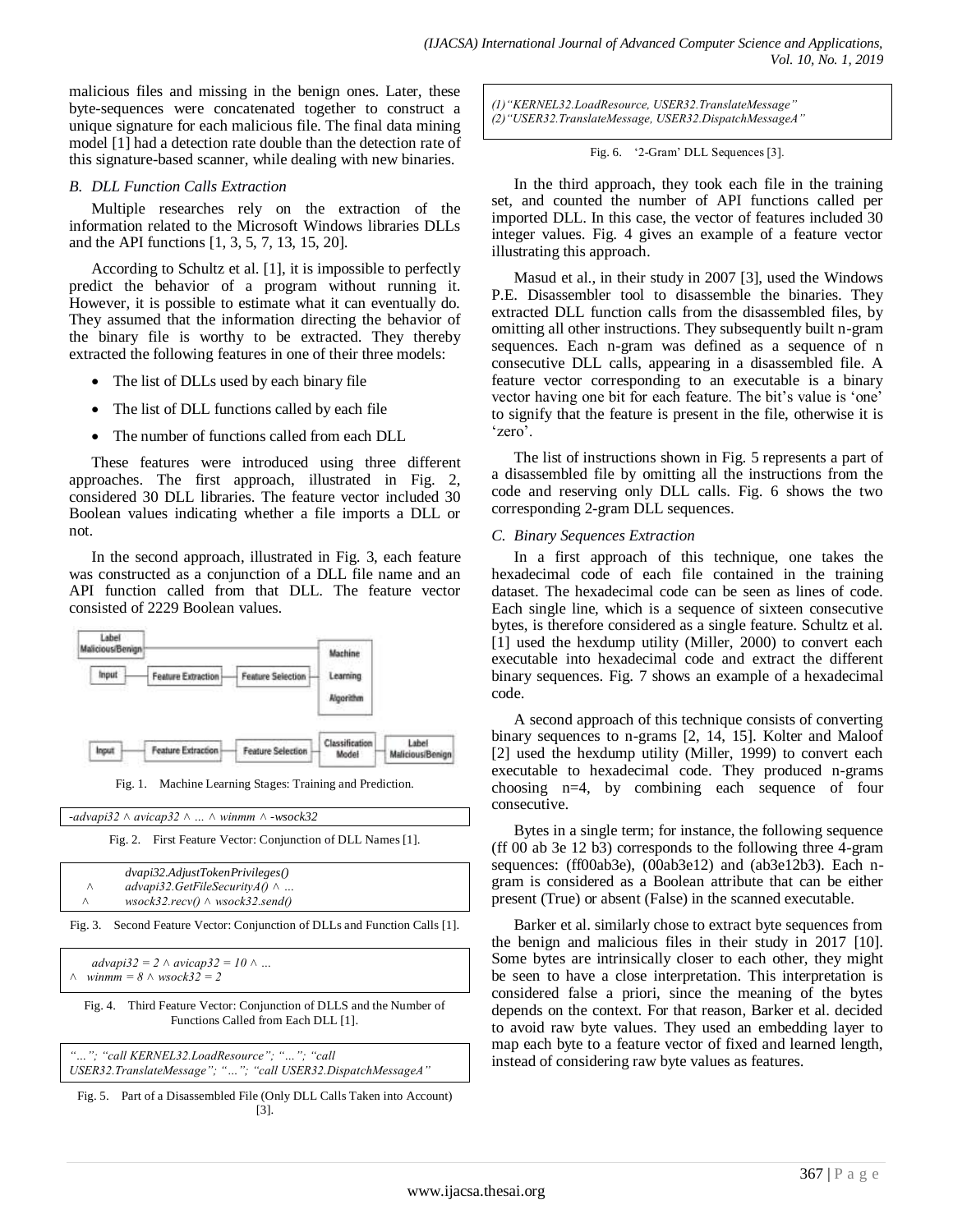malicious files and missing in the benign ones. Later, these byte-sequences were concatenated together to construct a unique signature for each malicious file. The final data mining model [1] had a detection rate double than the detection rate of this signature-based scanner, while dealing with new binaries.

### *B. DLL Function Calls Extraction*

Multiple researches rely on the extraction of the information related to the Microsoft Windows libraries DLLs and the API functions [1, 3, 5, 7, 13, 15, 20].

According to Schultz et al. [1], it is impossible to perfectly predict the behavior of a program without running it. However, it is possible to estimate what it can eventually do. They assumed that the information directing the behavior of the binary file is worthy to be extracted. They thereby extracted the following features in one of their three models:

- The list of DLLs used by each binary file
- The list of DLL functions called by each file
- The number of functions called from each DLL

These features were introduced using three different approaches. The first approach, illustrated in Fig. 2, considered 30 DLL libraries. The feature vector included 30 Boolean values indicating whether a file imports a DLL or not.

In the second approach, illustrated in Fig. 3, each feature was constructed as a conjunction of a DLL file name and an API function called from that DLL. The feature vector consisted of 2229 Boolean values.

Fig. 1. Machine Learning Stages: Training and Prediction.

```
-advapi32 ∧ avicap32 ∧ … ∧ winmm ∧ -wsock32
```

Fig. 2. First Feature Vector: Conjunction of DLL Names [1].

```
    dvapi32.AdjustTokenPrivileges()
∧   advapi32.GetFileSecurityA() ∧ …
∧   wsock32.recv() ∧ wsock32.send()
```

Fig. 3. Second Feature Vector: Conjunction of DLLs and Function Calls [1].

```
    advapi32 = 2 ∧ avicap32 = 10 ∧ …
∧ winmm = 8 ∧ wsock32 = 2
```

Fig. 4. Third Feature Vector: Conjunction of DLLS and the Number of Functions Called from Each DLL [1].

```
"…"; "call KERNEL32.LoadResource"; "…"; "call
USER32.TranslateMessage"; "…"; "call USER32.DispatchMessageA"
```

Fig. 5. Part of a Disassembled File (Only DLL Calls Taken into Account) [3].

```
(1)"KERNEL32.LoadResource, USER32.TranslateMessage"
(2)"USER32.TranslateMessage, USER32.DispatchMessageA"
```

Fig. 6. '2-Gram' DLL Sequences [3].

In the third approach, they took each file in the training set, and counted the number of API functions called per imported DLL. In this case, the vector of features included 30 integer values. Fig. 4 gives an example of a feature vector illustrating this approach.

Masud et al., in their study in 2007 [3], used the Windows P.E. Disassembler tool to disassemble the binaries. They extracted DLL function calls from the disassembled files, by omitting all other instructions. They subsequently built n-gram sequences. Each n-gram was defined as a sequence of n consecutive DLL calls, appearing in a disassembled file. A feature vector corresponding to an executable is a binary vector having one bit for each feature. The bit's value is 'one' to signify that the feature is present in the file, otherwise it is 'zero'.

The list of instructions shown in Fig. 5 represents a part of a disassembled file by omitting all the instructions from the code and reserving only DLL calls. Fig. 6 shows the two corresponding 2-gram DLL sequences.

### *C. Binary Sequences Extraction*

In a first approach of this technique, one takes the hexadecimal code of each file contained in the training dataset. The hexadecimal code can be seen as lines of code. Each single line, which is a sequence of sixteen consecutive bytes, is therefore considered as a single feature. Schultz et al. [1] used the hexdump utility (Miller, 2000) to convert each executable into hexadecimal code and extract the different binary sequences. Fig. 7 shows an example of a hexadecimal code.

A second approach of this technique consists of converting binary sequences to n-grams [2, 14, 15]. Kolter and Maloof [2] used the hexdump utility (Miller, 1999) to convert each executable to hexadecimal code. They produced n-grams choosing n=4, by combining each sequence of four consecutive.

Bytes in a single term; for instance, the following sequence (ff 00 ab 3e 12 b3) corresponds to the following three 4-gram sequences: (ff00ab3e), (00ab3e12) and (ab3e12b3). Each n-gram is considered as a Boolean attribute that can be either present (True) or absent (False) in the scanned executable.

Barker et al. similarly chose to extract byte sequences from the benign and malicious files in their study in 2017 [10]. Some bytes are intrinsically closer to each other, they might be seen to have a close interpretation. This interpretation is considered false a priori, since the meaning of the bytes depends on the context. For that reason, Barker et al. decided to avoid raw byte values. They used an embedding layer to map each byte to a feature vector of fixed and learned length, instead of considering raw byte values as features.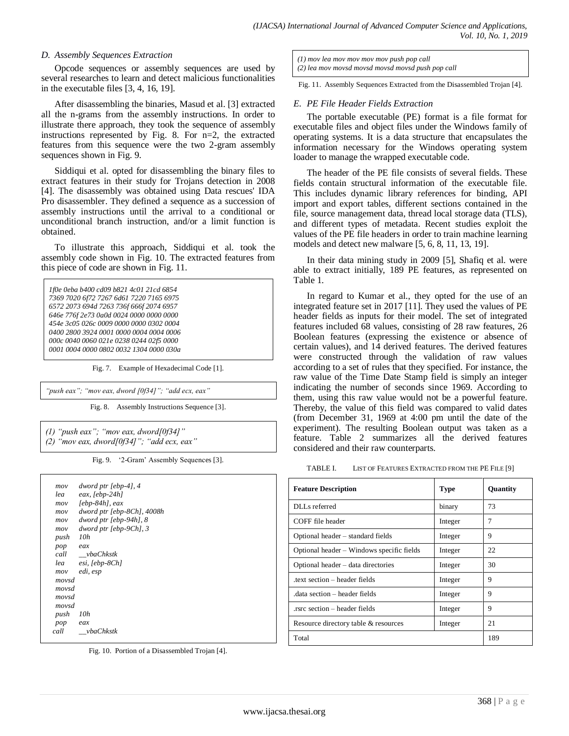### D. Assembly Sequences Extraction

Opcode sequences or assembly sequences are used by several researches to learn and detect malicious functionalities in the executable files [3, 4, 16, 19].

After disassembling the binaries, Masud et al. [3] extracted all the n-grams from the assembly instructions. In order to illustrate there approach, they took the sequence of assembly instructions represented by Fig. 8. For n=2, the extracted features from this sequence were the two 2-gram assembly sequences shown in Fig. 9.

Siddiqui et al. opted for disassembling the binary files to extract features in their study for Trojans detection in 2008 [4]. The disassembly was obtained using Data rescues' IDA Pro disassembler. They defined a sequence as a succession of assembly instructions until the arrival to a conditional or unconditional branch instruction, and/or a limit function is obtained.

To illustrate this approach, Siddiqui et al. took the assembly code shown in Fig. 10. The extracted features from this piece of code are shown in Fig. 11.

```
1f0e 0eba b400 cd09 b821 4c01 21cd 6854
7369 7020 6f72 7267 6d61 7220 7165 6975
6572 2073 694d 7263 736f 666f 2074 6957
646e 776f 2e73 0a0d 0024 0000 0000 0000
454e 3c05 026c 0009 0000 0000 0302 0004
0400 2800 3924 0001 0000 0004 0004 0006
000c 0040 0060 021e 0238 0244 02f5 0000
0001 0004 0000 0802 0032 1304 0000 030a
```

Fig. 7. Example of Hexadecimal Code [1].

```
"push eax"; "mov eax, dword [0f34]"; "add ecx, eax"
```

Fig. 8. Assembly Instructions Sequence [3].

```
(1) "push eax"; "mov eax, dword[0f34]"
(2) "mov eax, dword[0f34]"; "add ecx, eax"
```

Fig. 9. '2-Gram' Assembly Sequences [3].

```
mov    dword ptr [ebp-4], 4
lea    eax, [ebp-24h]
mov    [ebp-84h], eax
mov    dword ptr [ebp-8Ch], 4008h
mov    dword ptr [ebp-94h], 8
mov    dword ptr [ebp-9Ch], 3
push   10h
pop    eax
call   __vbaChkstk
lea    esi, [ebp-8Ch]
mov    edi, esp
movsd
movsd
movsd
movsd
push   10h
pop    eax
call   __vbaChkstk
```

Fig. 10. Portion of a Disassembled Trojan [4].

```
(1) mov lea mov mov mov mov push pop call
(2) lea mov movsd movsd movsd movsd push pop call
```

Fig. 11. Assembly Sequences Extracted from the Disassembled Trojan [4].

### E. PE File Header Fields Extraction

The portable executable (PE) format is a file format for executable files and object files under the Windows family of operating systems. It is a data structure that encapsulates the information necessary for the Windows operating system loader to manage the wrapped executable code.

The header of the PE file consists of several fields. These fields contain structural information of the executable file. This includes dynamic library references for binding, API import and export tables, different sections contained in the file, source management data, thread local storage data (TLS), and different types of metadata. Recent studies exploit the values of the PE file headers in order to train machine learning models and detect new malware [5, 6, 8, 11, 13, 19].

In their data mining study in 2009 [5], Shafiq et al. were able to extract initially, 189 PE features, as represented on Table 1.

In regard to Kumar et al., they opted for the use of an integrated feature set in 2017 [11]. They used the values of PE header fields as inputs for their model. The set of integrated features included 68 values, consisting of 28 raw features, 26 Boolean features (expressing the existence or absence of certain values), and 14 derived features. The derived features were constructed through the validation of raw values according to a set of rules that they specified. For instance, the raw value of the Time Date Stamp field is simply an integer indicating the number of seconds since 1969. According to them, using this raw value would not be a powerful feature. Thereby, the value of this field was compared to valid dates (from December 31, 1969 at 4:00 pm until the date of the experiment). The resulting Boolean output was taken as a feature. Table 2 summarizes all the derived features considered and their raw counterparts.

TABLE I. LIST OF FEATURES EXTRACTED FROM THE PE FILE [9]

| Feature Description | Type | Quantity |
|---|---|---|
| DLLs referred | binary | 73 |
| COFF file header | Integer | 7 |
| Optional header – standard fields | Integer | 9 |
| Optional header – Windows specific fields | Integer | 22 |
| Optional header – data directories | Integer | 30 |
| .text section – header fields | Integer | 9 |
| .data section – header fields | Integer | 9 |
| .rsrc section – header fields | Integer | 9 |
| Resource directory table & resources | Integer | 21 |
| Total | | 189 |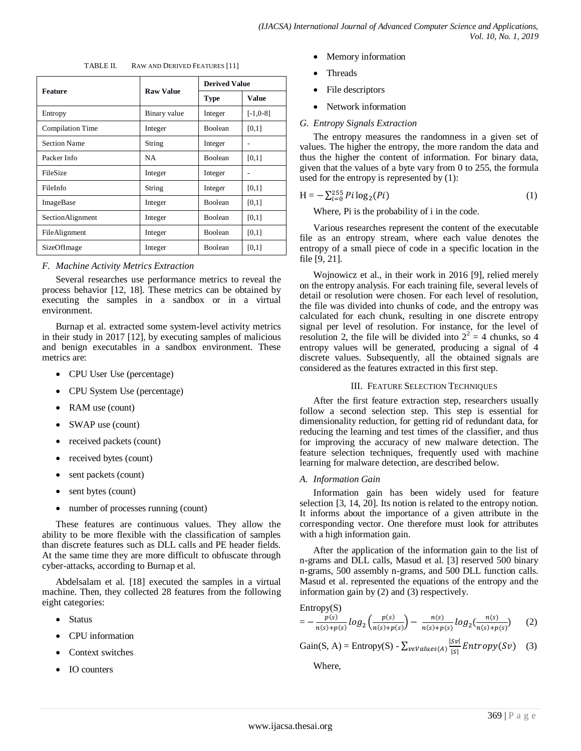TABLE II. RAW AND DERIVED FEATURES [11]

| Feature | Raw Value | Derived Value | |
|---|---|---|---|
| | | Type | Value |
| Entropy | Binary value | Integer | [-1,0-8] |
| Compilation Time | Integer | Boolean | [0,1] |
| Section Name | String | Integer | - |
| Packer Info | NA | Boolean | [0,1] |
| FileSize | Integer | Integer | - |
| FileInfo | String | Integer | [0,1] |
| ImageBase | Integer | Boolean | [0,1] |
| SectionAlignment | Integer | Boolean | [0,1] |
| FileAlignment | Integer | Boolean | [0,1] |
| SizeOfImage | Integer | Boolean | [0,1] |

### *F. Machine Activity Metrics Extraction*

Several researches use performance metrics to reveal the process behavior [12, 18]. These metrics can be obtained by executing the samples in a sandbox or in a virtual environment.

Burnap et al. extracted some system-level activity metrics in their study in 2017 [12], by executing samples of malicious and benign executables in a sandbox environment. These metrics are:

- CPU User Use (percentage)
- CPU System Use (percentage)
- RAM use (count)
- SWAP use (count)
- received packets (count)
- received bytes (count)
- sent packets (count)
- sent bytes (count)
- number of processes running (count)

These features are continuous values. They allow the ability to be more flexible with the classification of samples than discrete features such as DLL calls and PE header fields. At the same time they are more difficult to obfuscate through cyber-attacks, according to Burnap et al.

Abdelsalam et al. [18] executed the samples in a virtual machine. Then, they collected 28 features from the following eight categories:

- Status
- CPU information
- Context switches
- IO counters
- Memory information
- Threads
- File descriptors
- Network information

### *G. Entropy Signals Extraction*

The entropy measures the randomness in a given set of values. The higher the entropy, the more random the data and thus the higher the content of information. For binary data, given that the values of a byte vary from 0 to 255, the formula used for the entropy is represented by (1):

$$H = -\sum_{i=0}^{255} Pi \log_2(Pi) \tag{1}$$

Where, Pi is the probability of i in the code.

Various researches represent the content of the executable file as an entropy stream, where each value denotes the entropy of a small piece of code in a specific location in the file [9, 21].

Wojnowicz et al., in their work in 2016 [9], relied merely on the entropy analysis. For each training file, several levels of detail or resolution were chosen. For each level of resolution, the file was divided into chunks of code, and the entropy was calculated for each chunk, resulting in one discrete entropy signal per level of resolution. For instance, for the level of resolution 2, the file will be divided into $2^2 = 4$ chunks, so 4 entropy values will be generated, producing a signal of 4 discrete values. Subsequently, all the obtained signals are considered as the features extracted in this first step.

## III. FEATURE SELECTION TECHNIQUES

After the first feature extraction step, researchers usually follow a second selection step. This step is essential for dimensionality reduction, for getting rid of redundant data, for reducing the learning and test times of the classifier, and thus for improving the accuracy of new malware detection. The feature selection techniques, frequently used with machine learning for malware detection, are described below.

### *A. Information Gain*

Information gain has been widely used for feature selection [3, 14, 20]. Its notion is related to the entropy notion. It informs about the importance of a given attribute in the corresponding vector. One therefore must look for attributes with a high information gain.

After the application of the information gain to the list of n-grams and DLL calls, Masud et al. [3] reserved 500 binary n-grams, 500 assembly n-grams, and 500 DLL function calls. Masud et al. represented the equations of the entropy and the information gain by (2) and (3) respectively.

$$\text{Entropy(S)} = -\frac{p(s)}{n(s)+p(s)} log_2\left(\frac{p(s)}{n(s)+p(s)}\right) - \frac{n(s)}{n(s)+p(s)} log_2\left(\frac{n(s)}{n(s)+p(s)}\right) \tag{2}$$

$$\text{Gain(S, A)} = \text{Entropy(S)} - \sum_{v \epsilon Values(A)} \frac{|Sv|}{|S|} Entropy(Sv) \tag{3}$$

Where,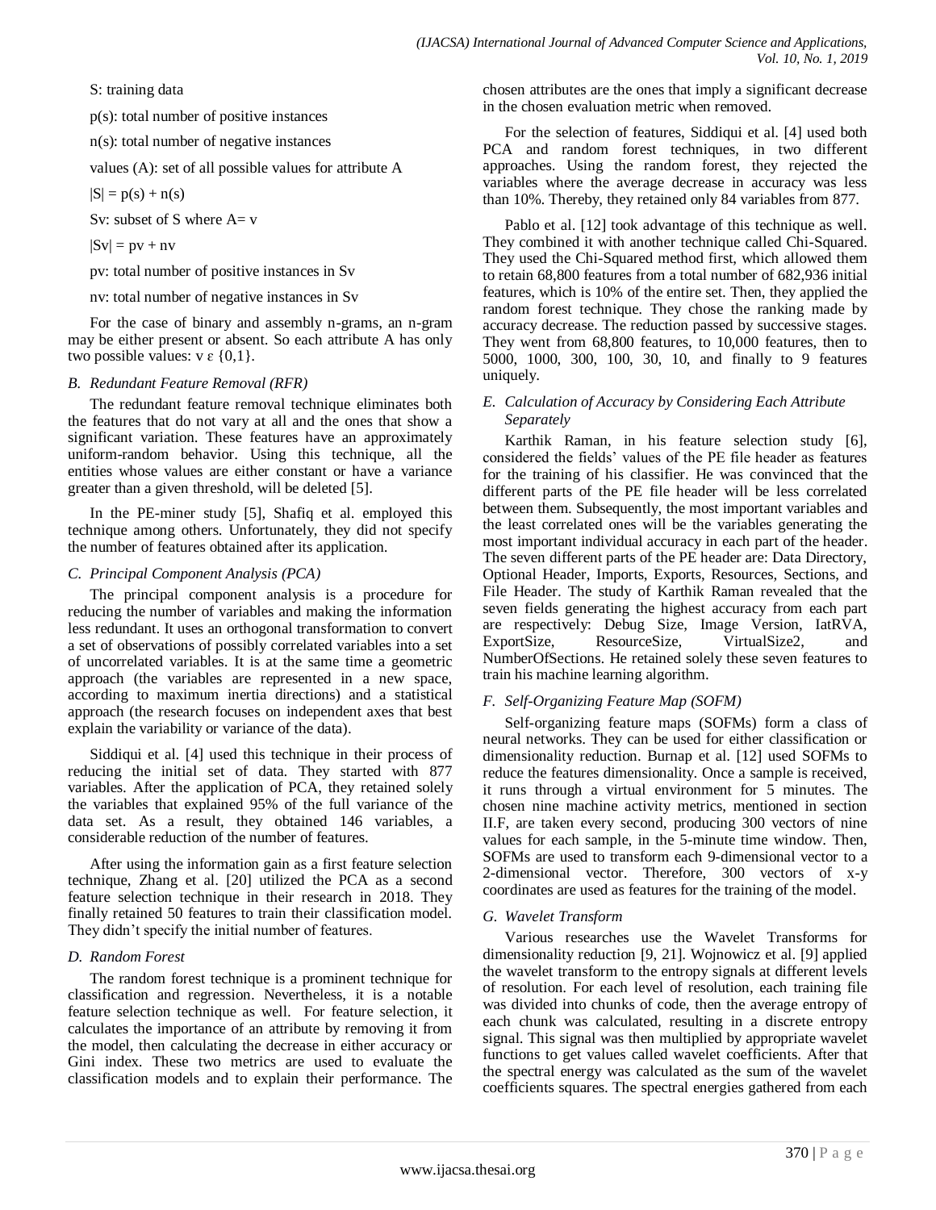S: training data

p(s): total number of positive instances

n(s): total number of negative instances

values (A): set of all possible values for attribute A

$|S| = p(s) + n(s)$

Sv: subset of S where A= v

$|Sv| = pv + nv$

pv: total number of positive instances in Sv

nv: total number of negative instances in Sv

For the case of binary and assembly n-grams, an n-gram may be either present or absent. So each attribute A has only two possible values: $v \in \{0,1\}$.

### *B. Redundant Feature Removal (RFR)*

The redundant feature removal technique eliminates both the features that do not vary at all and the ones that show a significant variation. These features have an approximately uniform-random behavior. Using this technique, all the entities whose values are either constant or have a variance greater than a given threshold, will be deleted [5].

In the PE-miner study [5], Shafiq et al. employed this technique among others. Unfortunately, they did not specify the number of features obtained after its application.

### *C. Principal Component Analysis (PCA)*

The principal component analysis is a procedure for reducing the number of variables and making the information less redundant. It uses an orthogonal transformation to convert a set of observations of possibly correlated variables into a set of uncorrelated variables. It is at the same time a geometric approach (the variables are represented in a new space, according to maximum inertia directions) and a statistical approach (the research focuses on independent axes that best explain the variability or variance of the data).

Siddiqui et al. [4] used this technique in their process of reducing the initial set of data. They started with 877 variables. After the application of PCA, they retained solely the variables that explained 95% of the full variance of the data set. As a result, they obtained 146 variables, a considerable reduction of the number of features.

After using the information gain as a first feature selection technique, Zhang et al. [20] utilized the PCA as a second feature selection technique in their research in 2018. They finally retained 50 features to train their classification model. They didn't specify the initial number of features.

### *D. Random Forest*

The random forest technique is a prominent technique for classification and regression. Nevertheless, it is a notable feature selection technique as well. For feature selection, it calculates the importance of an attribute by removing it from the model, then calculating the decrease in either accuracy or Gini index. These two metrics are used to evaluate the classification models and to explain their performance. The chosen attributes are the ones that imply a significant decrease in the chosen evaluation metric when removed.

For the selection of features, Siddiqui et al. [4] used both PCA and random forest techniques, in two different approaches. Using the random forest, they rejected the variables where the average decrease in accuracy was less than 10%. Thereby, they retained only 84 variables from 877.

Pablo et al. [12] took advantage of this technique as well. They combined it with another technique called Chi-Squared. They used the Chi-Squared method first, which allowed them to retain 68,800 features from a total number of 682,936 initial features, which is 10% of the entire set. Then, they applied the random forest technique. They chose the ranking made by accuracy decrease. The reduction passed by successive stages. They went from 68,800 features, to 10,000 features, then to 5000, 1000, 300, 100, 30, 10, and finally to 9 features uniquely.

### *E. Calculation of Accuracy by Considering Each Attribute Separately*

Karthik Raman, in his feature selection study [6], considered the fields' values of the PE file header as features for the training of his classifier. He was convinced that the different parts of the PE file header will be less correlated between them. Subsequently, the most important variables and the least correlated ones will be the variables generating the most important individual accuracy in each part of the header. The seven different parts of the PE header are: Data Directory, Optional Header, Imports, Exports, Resources, Sections, and File Header. The study of Karthik Raman revealed that the seven fields generating the highest accuracy from each part are respectively: Debug Size, Image Version, IatRVA, ExportSize, ResourceSize, VirtualSize2, and NumberOfSections. He retained solely these seven features to train his machine learning algorithm.

### *F. Self-Organizing Feature Map (SOFM)*

Self-organizing feature maps (SOFMs) form a class of neural networks. They can be used for either classification or dimensionality reduction. Burnap et al. [12] used SOFMs to reduce the features dimensionality. Once a sample is received, it runs through a virtual environment for 5 minutes. The chosen nine machine activity metrics, mentioned in section II.F, are taken every second, producing 300 vectors of nine values for each sample, in the 5-minute time window. Then, SOFMs are used to transform each 9-dimensional vector to a 2-dimensional vector. Therefore, 300 vectors of x-y coordinates are used as features for the training of the model.

### *G. Wavelet Transform*

Various researches use the Wavelet Transforms for dimensionality reduction [9, 21]. Wojnowicz et al. [9] applied the wavelet transform to the entropy signals at different levels of resolution. For each level of resolution, each training file was divided into chunks of code, then the average entropy of each chunk was calculated, resulting in a discrete entropy signal. This signal was then multiplied by appropriate wavelet functions to get values called wavelet coefficients. After that the spectral energy was calculated as the sum of the wavelet coefficients squares. The spectral energies gathered from each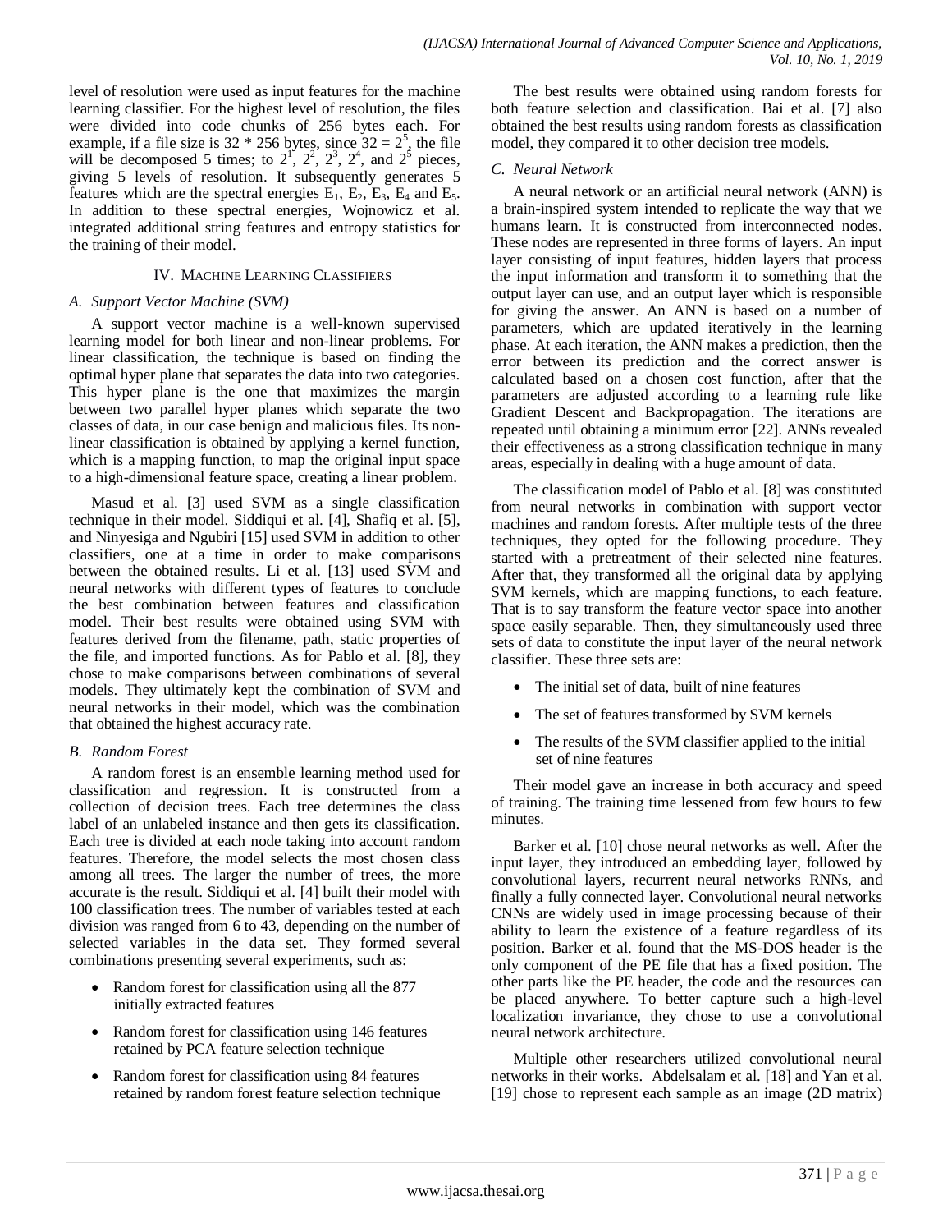level of resolution were used as input features for the machine learning classifier. For the highest level of resolution, the files were divided into code chunks of 256 bytes each. For example, if a file size is 32 * 256 bytes, since $32 = 2^5$, the file will be decomposed 5 times; to $2^1$, $2^2$, $2^3$, $2^4$, and $2^5$ pieces, giving 5 levels of resolution. It subsequently generates 5 features which are the spectral energies $E_1$, $E_2$, $E_3$, $E_4$ and $E_5$. In addition to these spectral energies, Wojnowicz et al. integrated additional string features and entropy statistics for the training of their model.

## IV. Machine Learning Classifiers

### A. Support Vector Machine (SVM)

A support vector machine is a well-known supervised learning model for both linear and non-linear problems. For linear classification, the technique is based on finding the optimal hyper plane that separates the data into two categories. This hyper plane is the one that maximizes the margin between two parallel hyper planes which separate the two classes of data, in our case benign and malicious files. Its non-linear classification is obtained by applying a kernel function, which is a mapping function, to map the original input space to a high-dimensional feature space, creating a linear problem.

Masud et al. [3] used SVM as a single classification technique in their model. Siddiqui et al. [4], Shafiq et al. [5], and Ninyesiga and Ngubiri [15] used SVM in addition to other classifiers, one at a time in order to make comparisons between the obtained results. Li et al. [13] used SVM and neural networks with different types of features to conclude the best combination between features and classification model. Their best results were obtained using SVM with features derived from the filename, path, static properties of the file, and imported functions. As for Pablo et al. [8], they chose to make comparisons between combinations of several models. They ultimately kept the combination of SVM and neural networks in their model, which was the combination that obtained the highest accuracy rate.

### B. Random Forest

A random forest is an ensemble learning method used for classification and regression. It is constructed from a collection of decision trees. Each tree determines the class label of an unlabeled instance and then gets its classification. Each tree is divided at each node taking into account random features. Therefore, the model selects the most chosen class among all trees. The larger the number of trees, the more accurate is the result. Siddiqui et al. [4] built their model with 100 classification trees. The number of variables tested at each division was ranged from 6 to 43, depending on the number of selected variables in the data set. They formed several combinations presenting several experiments, such as:

- Random forest for classification using all the 877 initially extracted features
- Random forest for classification using 146 features retained by PCA feature selection technique
- Random forest for classification using 84 features retained by random forest feature selection technique

The best results were obtained using random forests for both feature selection and classification. Bai et al. [7] also obtained the best results using random forests as classification model, they compared it to other decision tree models.

### C. Neural Network

A neural network or an artificial neural network (ANN) is a brain-inspired system intended to replicate the way that we humans learn. It is constructed from interconnected nodes. These nodes are represented in three forms of layers. An input layer consisting of input features, hidden layers that process the input information and transform it to something that the output layer can use, and an output layer which is responsible for giving the answer. An ANN is based on a number of parameters, which are updated iteratively in the learning phase. At each iteration, the ANN makes a prediction, then the error between its prediction and the correct answer is calculated based on a chosen cost function, after that the parameters are adjusted according to a learning rule like Gradient Descent and Backpropagation. The iterations are repeated until obtaining a minimum error [22]. ANNs revealed their effectiveness as a strong classification technique in many areas, especially in dealing with a huge amount of data.

The classification model of Pablo et al. [8] was constituted from neural networks in combination with support vector machines and random forests. After multiple tests of the three techniques, they opted for the following procedure. They started with a pretreatment of their selected nine features. After that, they transformed all the original data by applying SVM kernels, which are mapping functions, to each feature. That is to say transform the feature vector space into another space easily separable. Then, they simultaneously used three sets of data to constitute the input layer of the neural network classifier. These three sets are:

- The initial set of data, built of nine features
- The set of features transformed by SVM kernels
- The results of the SVM classifier applied to the initial set of nine features

Their model gave an increase in both accuracy and speed of training. The training time lessened from few hours to few minutes.

Barker et al. [10] chose neural networks as well. After the input layer, they introduced an embedding layer, followed by convolutional layers, recurrent neural networks RNNs, and finally a fully connected layer. Convolutional neural networks CNNs are widely used in image processing because of their ability to learn the existence of a feature regardless of its position. Barker et al. found that the MS-DOS header is the only component of the PE file that has a fixed position. The other parts like the PE header, the code and the resources can be placed anywhere. To better capture such a high-level localization invariance, they chose to use a convolutional neural network architecture.

Multiple other researchers utilized convolutional neural networks in their works. Abdelsalam et al. [18] and Yan et al. [19] chose to represent each sample as an image (2D matrix)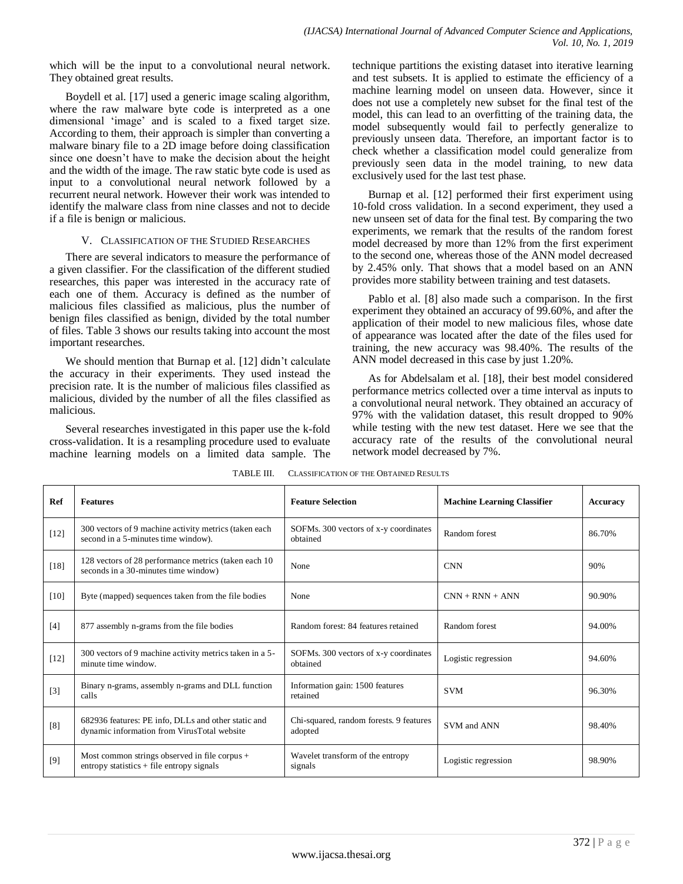which will be the input to a convolutional neural network. They obtained great results.

Boydell et al. [17] used a generic image scaling algorithm, where the raw malware byte code is interpreted as a one dimensional 'image' and is scaled to a fixed target size. According to them, their approach is simpler than converting a malware binary file to a 2D image before doing classification since one doesn't have to make the decision about the height and the width of the image. The raw static byte code is used as input to a convolutional neural network followed by a recurrent neural network. However their work was intended to identify the malware class from nine classes and not to decide if a file is benign or malicious.

## V. Classification of the Studied Researches

There are several indicators to measure the performance of a given classifier. For the classification of the different studied researches, this paper was interested in the accuracy rate of each one of them. Accuracy is defined as the number of malicious files classified as malicious, plus the number of benign files classified as benign, divided by the total number of files. Table 3 shows our results taking into account the most important researches.

We should mention that Burnap et al. [12] didn't calculate the accuracy in their experiments. They used instead the precision rate. It is the number of malicious files classified as malicious, divided by the number of all the files classified as malicious.

Several researches investigated in this paper use the k-fold cross-validation. It is a resampling procedure used to evaluate machine learning models on a limited data sample. The technique partitions the existing dataset into iterative learning and test subsets. It is applied to estimate the efficiency of a machine learning model on unseen data. However, since it does not use a completely new subset for the final test of the model, this can lead to an overfitting of the training data, the model subsequently would fail to perfectly generalize to previously unseen data. Therefore, an important factor is to check whether a classification model could generalize from previously seen data in the model training, to new data exclusively used for the last test phase.

Burnap et al. [12] performed their first experiment using 10-fold cross validation. In a second experiment, they used a new unseen set of data for the final test. By comparing the two experiments, we remark that the results of the random forest model decreased by more than 12% from the first experiment to the second one, whereas those of the ANN model decreased by 2.45% only. That shows that a model based on an ANN provides more stability between training and test datasets.

Pablo et al. [8] also made such a comparison. In the first experiment they obtained an accuracy of 99.60%, and after the application of their model to new malicious files, whose date of appearance was located after the date of the files used for training, the new accuracy was 98.40%. The results of the ANN model decreased in this case by just 1.20%.

As for Abdelsalam et al. [18], their best model considered performance metrics collected over a time interval as inputs to a convolutional neural network. They obtained an accuracy of 97% with the validation dataset, this result dropped to 90% while testing with the new test dataset. Here we see that the accuracy rate of the results of the convolutional neural network model decreased by 7%.

TABLE III. Classification of the Obtained Results

| Ref | Features | Feature Selection | Machine Learning Classifier | Accuracy |
|---|---|---|---|---|
| [12] | 300 vectors of 9 machine activity metrics (taken each second in a 5-minutes time window). | SOFMs. 300 vectors of x-y coordinates obtained | Random forest | 86.70% |
| [18] | 128 vectors of 28 performance metrics (taken each 10 seconds in a 30-minutes time window) | None | CNN | 90% |
| [10] | Byte (mapped) sequences taken from the file bodies | None | CNN + RNN + ANN | 90.90% |
| [4] | 877 assembly n-grams from the file bodies | Random forest: 84 features retained | Random forest | 94.00% |
| [12] | 300 vectors of 9 machine activity metrics taken in a 5-minute time window. | SOFMs. 300 vectors of x-y coordinates obtained | Logistic regression | 94.60% |
| [3] | Binary n-grams, assembly n-grams and DLL function calls | Information gain: 1500 features retained | SVM | 96.30% |
| [8] | 682936 features: PE info, DLLs and other static and dynamic information from VirusTotal website | Chi-squared, random forests. 9 features adopted | SVM and ANN | 98.40% |
| [9] | Most common strings observed in file corpus + entropy statistics + file entropy signals | Wavelet transform of the entropy signals | Logistic regression | 98.90% |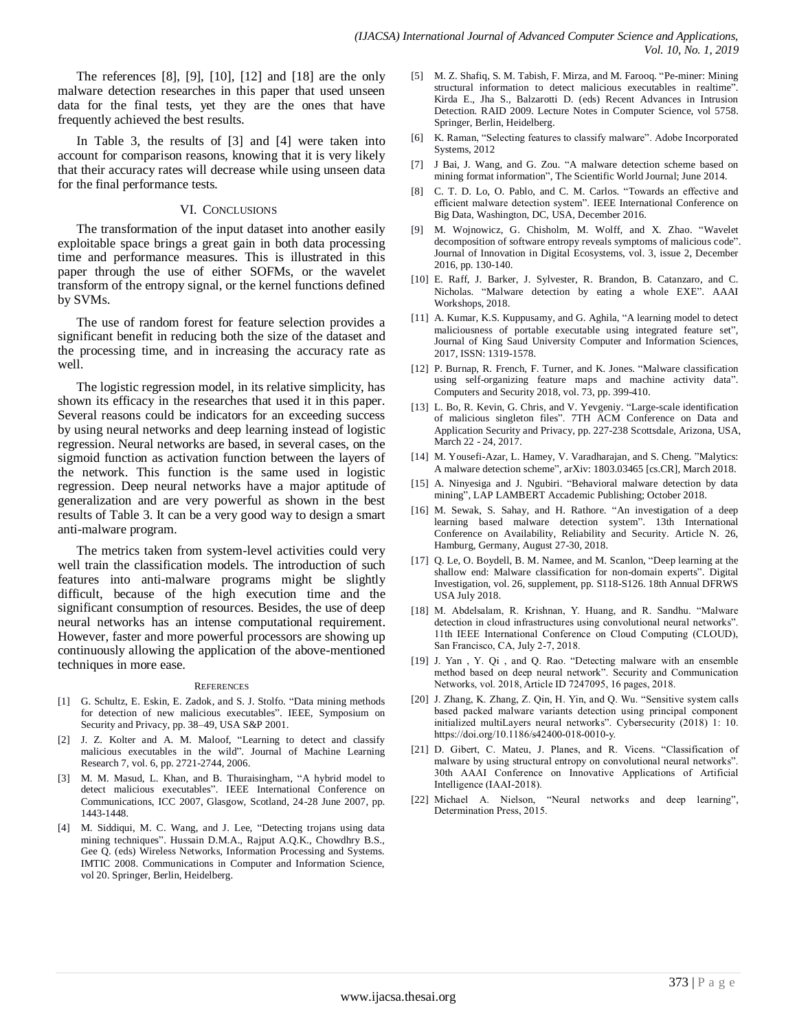The references [8], [9], [10], [12] and [18] are the only malware detection researches in this paper that used unseen data for the final tests, yet they are the ones that have frequently achieved the best results.

In Table 3, the results of [3] and [4] were taken into account for comparison reasons, knowing that it is very likely that their accuracy rates will decrease while using unseen data for the final performance tests.

## VI. Conclusions

The transformation of the input dataset into another easily exploitable space brings a great gain in both data processing time and performance measures. This is illustrated in this paper through the use of either SOFMs, or the wavelet transform of the entropy signal, or the kernel functions defined by SVMs.

The use of random forest for feature selection provides a significant benefit in reducing both the size of the dataset and the processing time, and in increasing the accuracy rate as well.

The logistic regression model, in its relative simplicity, has shown its efficacy in the researches that used it in this paper. Several reasons could be indicators for an exceeding success by using neural networks and deep learning instead of logistic regression. Neural networks are based, in several cases, on the sigmoid function as activation function between the layers of the network. This function is the same used in logistic regression. Deep neural networks have a major aptitude of generalization and are very powerful as shown in the best results of Table 3. It can be a very good way to design a smart anti-malware program.

The metrics taken from system-level activities could very well train the classification models. The introduction of such features into anti-malware programs might be slightly difficult, because of the high execution time and the significant consumption of resources. Besides, the use of deep neural networks has an intense computational requirement. However, faster and more powerful processors are showing up continuously allowing the application of the above-mentioned techniques in more ease.

## References

[1] G. Schultz, E. Eskin, E. Zadok, and S. J. Stolfo. “Data mining methods for detection of new malicious executables”. IEEE, Symposium on Security and Privacy, pp. 38–49, USA S&P 2001.

[2] J. Z. Kolter and A. M. Maloof, “Learning to detect and classify malicious executables in the wild”. Journal of Machine Learning Research 7, vol. 6, pp. 2721-2744, 2006.

[3] M. M. Masud, L. Khan, and B. Thuraisingham, “A hybrid model to detect malicious executables”. IEEE International Conference on Communications, ICC 2007, Glasgow, Scotland, 24-28 June 2007, pp. 1443-1448.

[4] M. Siddiqui, M. C. Wang, and J. Lee, “Detecting trojans using data mining techniques”. Hussain D.M.A., Rajput A.Q.K., Chowdhry B.S., Gee Q. (eds) Wireless Networks, Information Processing and Systems. IMTIC 2008. Communications in Computer and Information Science, vol 20. Springer, Berlin, Heidelberg.

[5] M. Z. Shafiq, S. M. Tabish, F. Mirza, and M. Farooq. “Pe-miner: Mining structural information to detect malicious executables in realtime”. Kirda E., Jha S., Balzarotti D. (eds) Recent Advances in Intrusion Detection. RAID 2009. Lecture Notes in Computer Science, vol 5758. Springer, Berlin, Heidelberg.

[6] K. Raman, “Selecting features to classify malware”. Adobe Incorporated Systems, 2012

[7] J Bai, J. Wang, and G. Zou. “A malware detection scheme based on mining format information”, The Scientific World Journal; June 2014.

[8] C. T. D. Lo, O. Pablo, and C. M. Carlos. “Towards an effective and efficient malware detection system”. IEEE International Conference on Big Data, Washington, DC, USA, December 2016.

[9] M. Wojnowicz, G. Chisholm, M. Wolff, and X. Zhao. “Wavelet decomposition of software entropy reveals symptoms of malicious code”. Journal of Innovation in Digital Ecosystems, vol. 3, issue 2, December 2016, pp. 130-140.

[10] E. Raff, J. Barker, J. Sylvester, R. Brandon, B. Catanzaro, and C. Nicholas. “Malware detection by eating a whole EXE”. AAAI Workshops, 2018.

[11] A. Kumar, K.S. Kuppusamy, and G. Aghila, “A learning model to detect maliciousness of portable executable using integrated feature set”, Journal of King Saud University Computer and Information Sciences, 2017, ISSN: 1319-1578.

[12] P. Burnap, R. French, F. Turner, and K. Jones. “Malware classification using self-organizing feature maps and machine activity data”. Computers and Security 2018, vol. 73, pp. 399-410.

[13] L. Bo, R. Kevin, G. Chris, and V. Yevgeniy. “Large-scale identification of malicious singleton files”. 7TH ACM Conference on Data and Application Security and Privacy, pp. 227-238 Scottsdale, Arizona, USA, March 22 - 24, 2017.

[14] M. Yousefi-Azar, L. Hamey, V. Varadharajan, and S. Cheng. ”Malytics: A malware detection scheme”, arXiv: 1803.03465 [cs.CR], March 2018.

[15] A. Ninyesiga and J. Ngubiri. “Behavioral malware detection by data mining”, LAP LAMBERT Accademic Publishing; October 2018.

[16] M. Sewak, S. Sahay, and H. Rathore. “An investigation of a deep learning based malware detection system”. 13th International Conference on Availability, Reliability and Security. Article N. 26, Hamburg, Germany, August 27-30, 2018.

[17] Q. Le, O. Boydell, B. M. Namee, and M. Scanlon, “Deep learning at the shallow end: Malware classification for non-domain experts”. Digital Investigation, vol. 26, supplement, pp. S118-S126. 18th Annual DFRWS USA July 2018.

[18] M. Abdelsalam, R. Krishnan, Y. Huang, and R. Sandhu. “Malware detection in cloud infrastructures using convolutional neural networks”. 11th IEEE International Conference on Cloud Computing (CLOUD), San Francisco, CA, July 2-7, 2018.

[19] J. Yan , Y. Qi , and Q. Rao. “Detecting malware with an ensemble method based on deep neural network”. Security and Communication Networks, vol. 2018, Article ID 7247095, 16 pages, 2018.

[20] J. Zhang, K. Zhang, Z. Qin, H. Yin, and Q. Wu. “Sensitive system calls based packed malware variants detection using principal component initialized multiLayers neural networks”. Cybersecurity (2018) 1: 10. https://doi.org/10.1186/s42400-018-0010-y.

[21] D. Gibert, C. Mateu, J. Planes, and R. Vicens. “Classification of malware by using structural entropy on convolutional neural networks”. 30th AAAI Conference on Innovative Applications of Artificial Intelligence (IAAI-2018).

[22] Michael A. Nielson, “Neural networks and deep learning”, Determination Press, 2015.